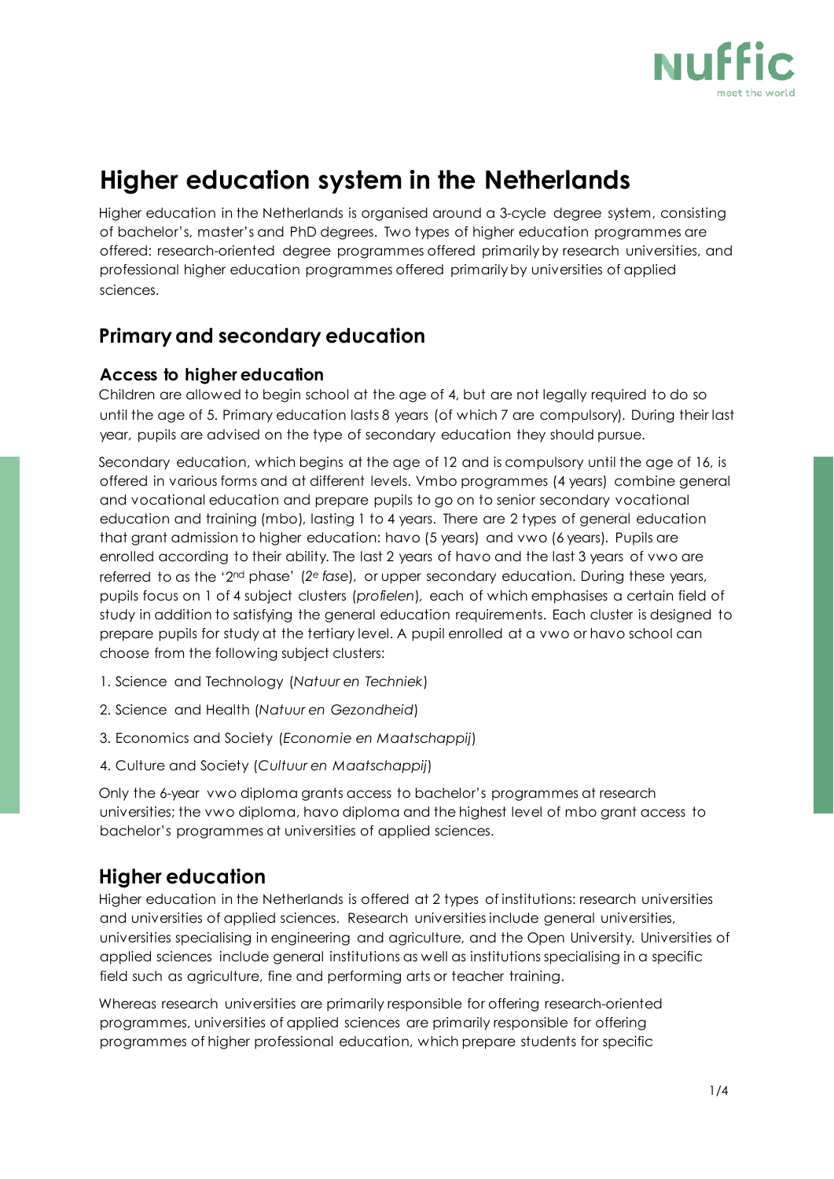# Higher education system in the Netherlands

Higher education in the Netherlands is organised around a 3-cycle degree system, consisting of bachelor's, master's and PhD degrees. Two types of higher education programmes are offered: research-oriented degree programmes offered primarily by research universities, and professional higher education programmes offered primarily by universities of applied sciences.

## Primary and secondary education

### Access to higher education

Children are allowed to begin school at the age of 4, but are not legally required to do so until the age of 5. Primary education lasts 8 years (of which 7 are compulsory). During their last year, pupils are advised on the type of secondary education they should pursue.

Secondary education, which begins at the age of 12 and is compulsory until the age of 16, is offered in various forms and at different levels. Vmbo programmes (4 years) combine general and vocational education and prepare pupils to go on to senior secondary vocational education and training (mbo), lasting 1 to 4 years. There are 2 types of general education that grant admission to higher education: havo (5 years) and vwo (6 years). Pupils are enrolled according to their ability. The last 2 years of havo and the last 3 years of vwo are referred to as the '2nd phase' (*2e fase*), or upper secondary education. During these years, pupils focus on 1 of 4 subject clusters (*profielen*), each of which emphasises a certain field of study in addition to satisfying the general education requirements. Each cluster is designed to prepare pupils for study at the tertiary level. A pupil enrolled at a vwo or havo school can choose from the following subject clusters:

1. Science and Technology (*Natuur en Techniek*)
2. Science and Health (*Natuur en Gezondheid*)
3. Economics and Society (*Economie en Maatschappij*)
4. Culture and Society (*Cultuur en Maatschappij*)

Only the 6-year vwo diploma grants access to bachelor's programmes at research universities; the vwo diploma, havo diploma and the highest level of mbo grant access to bachelor's programmes at universities of applied sciences.

## Higher education

Higher education in the Netherlands is offered at 2 types of institutions: research universities and universities of applied sciences. Research universities include general universities, universities specialising in engineering and agriculture, and the Open University. Universities of applied sciences include general institutions as well as institutions specialising in a specific field such as agriculture, fine and performing arts or teacher training.

Whereas research universities are primarily responsible for offering research-oriented programmes, universities of applied sciences are primarily responsible for offering programmes of higher professional education, which prepare students for specific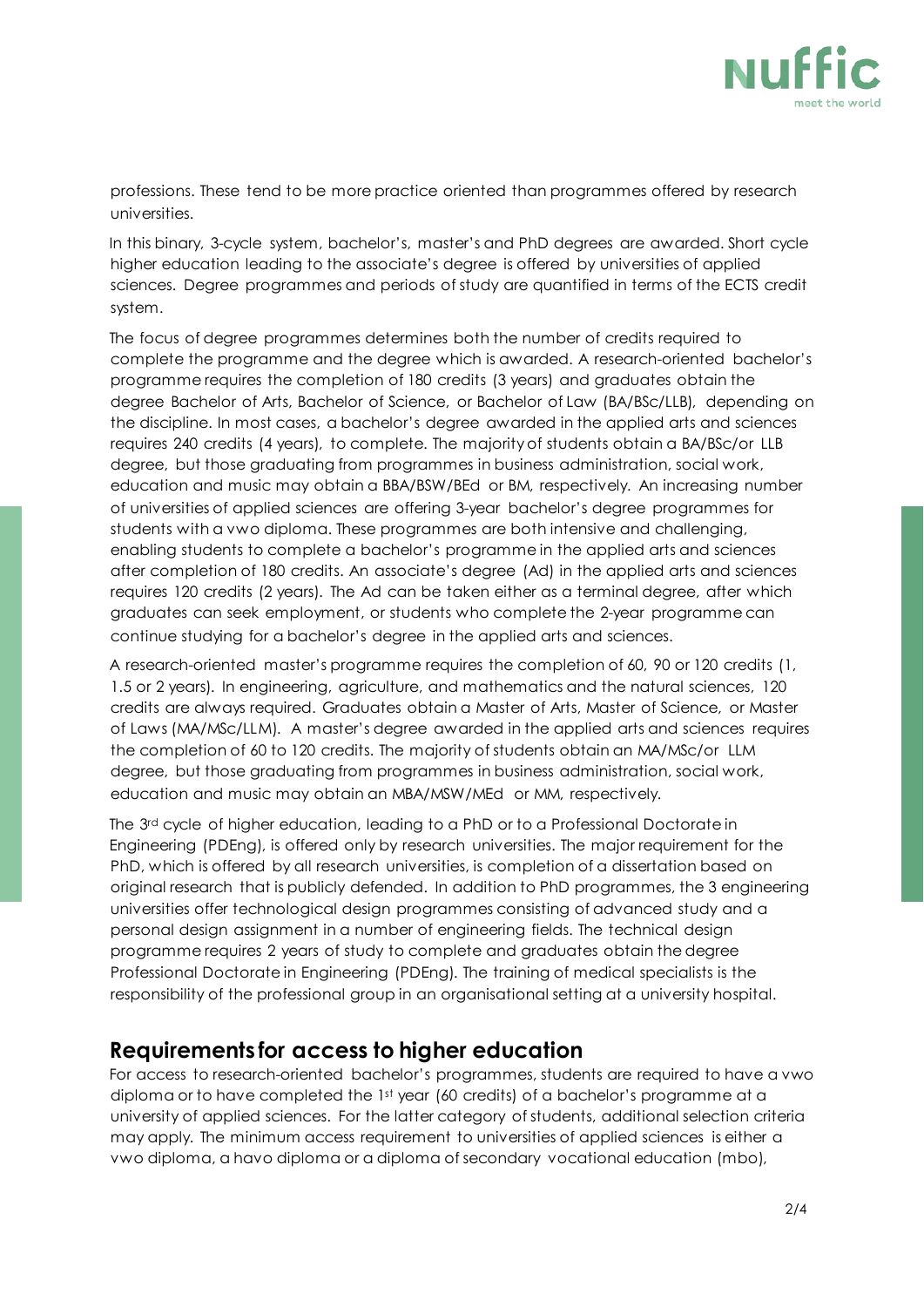professions. These tend to be more practice oriented than programmes offered by research universities.

In this binary, 3-cycle system, bachelor's, master's and PhD degrees are awarded. Short cycle higher education leading to the associate's degree is offered by universities of applied sciences. Degree programmes and periods of study are quantified in terms of the ECTS credit system.

The focus of degree programmes determines both the number of credits required to complete the programme and the degree which is awarded. A research-oriented bachelor's programme requires the completion of 180 credits (3 years) and graduates obtain the degree Bachelor of Arts, Bachelor of Science, or Bachelor of Law (BA/BSc/LLB), depending on the discipline. In most cases, a bachelor's degree awarded in the applied arts and sciences requires 240 credits (4 years), to complete. The majority of students obtain a BA/BSc/or LLB degree, but those graduating from programmes in business administration, social work, education and music may obtain a BBA/BSW/BEd or BM, respectively. An increasing number of universities of applied sciences are offering 3-year bachelor's degree programmes for students with a vwo diploma. These programmes are both intensive and challenging, enabling students to complete a bachelor's programme in the applied arts and sciences after completion of 180 credits. An associate's degree (Ad) in the applied arts and sciences requires 120 credits (2 years). The Ad can be taken either as a terminal degree, after which graduates can seek employment, or students who complete the 2-year programme can continue studying for a bachelor's degree in the applied arts and sciences.

A research-oriented master's programme requires the completion of 60, 90 or 120 credits (1, 1.5 or 2 years). In engineering, agriculture, and mathematics and the natural sciences, 120 credits are always required. Graduates obtain a Master of Arts, Master of Science, or Master of Laws (MA/MSc/LLM). A master's degree awarded in the applied arts and sciences requires the completion of 60 to 120 credits. The majority of students obtain an MA/MSc/or LLM degree, but those graduating from programmes in business administration, social work, education and music may obtain an MBA/MSW/MEd or MM, respectively.

The 3rd cycle of higher education, leading to a PhD or to a Professional Doctorate in Engineering (PDEng), is offered only by research universities. The major requirement for the PhD, which is offered by all research universities, is completion of a dissertation based on original research that is publicly defended. In addition to PhD programmes, the 3 engineering universities offer technological design programmes consisting of advanced study and a personal design assignment in a number of engineering fields. The technical design programme requires 2 years of study to complete and graduates obtain the degree Professional Doctorate in Engineering (PDEng). The training of medical specialists is the responsibility of the professional group in an organisational setting at a university hospital.

## Requirements for access to higher education

For access to research-oriented bachelor's programmes, students are required to have a vwo diploma or to have completed the 1st year (60 credits) of a bachelor's programme at a university of applied sciences. For the latter category of students, additional selection criteria may apply. The minimum access requirement to universities of applied sciences is either a vwo diploma, a havo diploma or a diploma of secondary vocational education (mbo),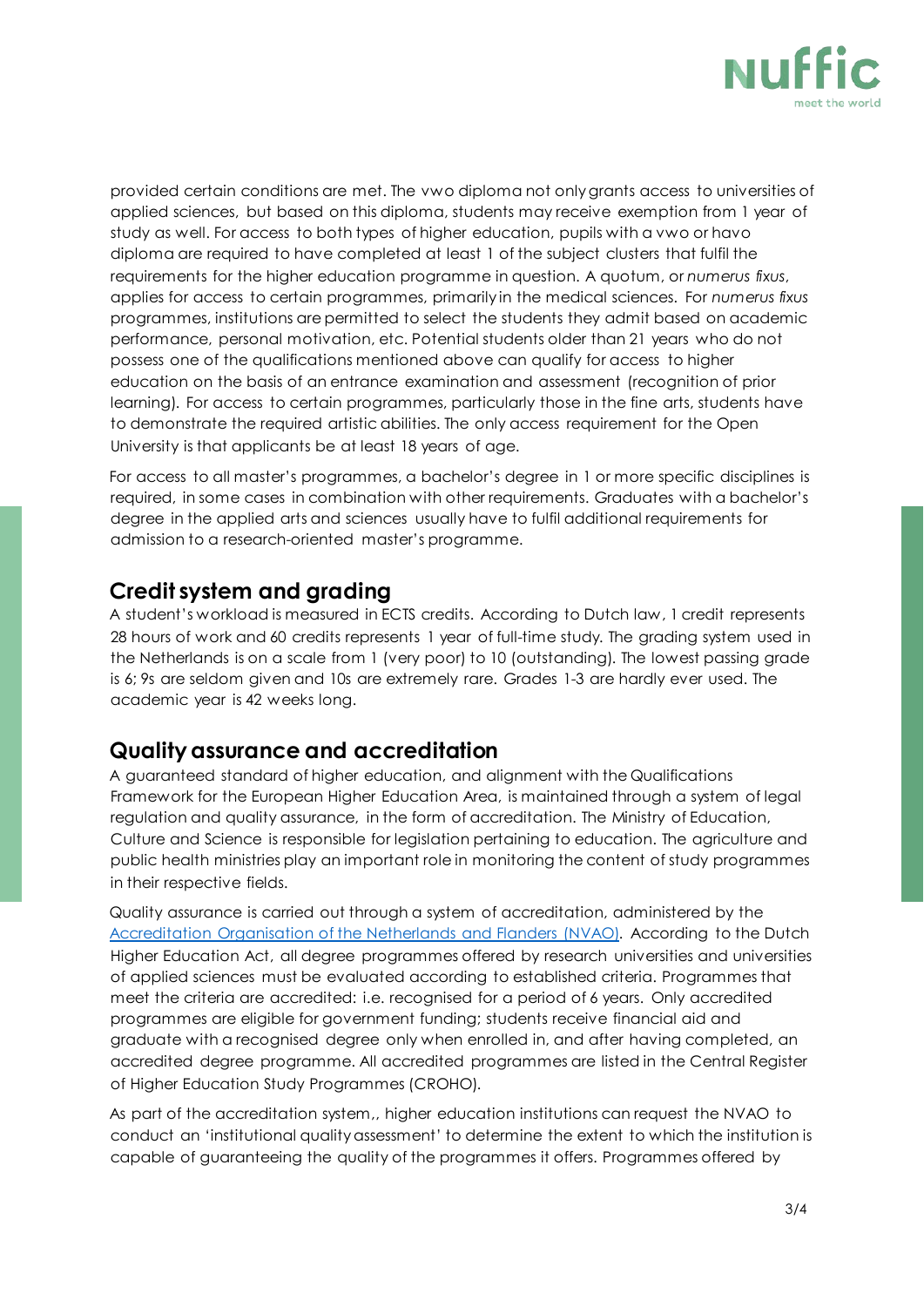provided certain conditions are met. The vwo diploma not only grants access to universities of applied sciences, but based on this diploma, students may receive exemption from 1 year of study as well. For access to both types of higher education, pupils with a vwo or havo diploma are required to have completed at least 1 of the subject clusters that fulfil the requirements for the higher education programme in question. A quotum, or *numerus fixus*, applies for access to certain programmes, primarily in the medical sciences. For *numerus fixus* programmes, institutions are permitted to select the students they admit based on academic performance, personal motivation, etc. Potential students older than 21 years who do not possess one of the qualifications mentioned above can qualify for access to higher education on the basis of an entrance examination and assessment (recognition of prior learning). For access to certain programmes, particularly those in the fine arts, students have to demonstrate the required artistic abilities. The only access requirement for the Open University is that applicants be at least 18 years of age.

For access to all master's programmes, a bachelor's degree in 1 or more specific disciplines is required, in some cases in combination with other requirements. Graduates with a bachelor's degree in the applied arts and sciences usually have to fulfil additional requirements for admission to a research-oriented master's programme.

## Credit system and grading

A student's workload is measured in ECTS credits. According to Dutch law, 1 credit represents 28 hours of work and 60 credits represents 1 year of full-time study. The grading system used in the Netherlands is on a scale from 1 (very poor) to 10 (outstanding). The lowest passing grade is 6; 9s are seldom given and 10s are extremely rare. Grades 1-3 are hardly ever used. The academic year is 42 weeks long.

## Quality assurance and accreditation

A guaranteed standard of higher education, and alignment with the Qualifications Framework for the European Higher Education Area, is maintained through a system of legal regulation and quality assurance, in the form of accreditation. The Ministry of Education, Culture and Science is responsible for legislation pertaining to education. The agriculture and public health ministries play an important role in monitoring the content of study programmes in their respective fields.

Quality assurance is carried out through a system of accreditation, administered by the Accreditation Organisation of the Netherlands and Flanders (NVAO). According to the Dutch Higher Education Act, all degree programmes offered by research universities and universities of applied sciences must be evaluated according to established criteria. Programmes that meet the criteria are accredited: i.e. recognised for a period of 6 years. Only accredited programmes are eligible for government funding; students receive financial aid and graduate with a recognised degree only when enrolled in, and after having completed, an accredited degree programme. All accredited programmes are listed in the Central Register of Higher Education Study Programmes (CROHO).

As part of the accreditation system,, higher education institutions can request the NVAO to conduct an 'institutional quality assessment' to determine the extent to which the institution is capable of guaranteeing the quality of the programmes it offers. Programmes offered by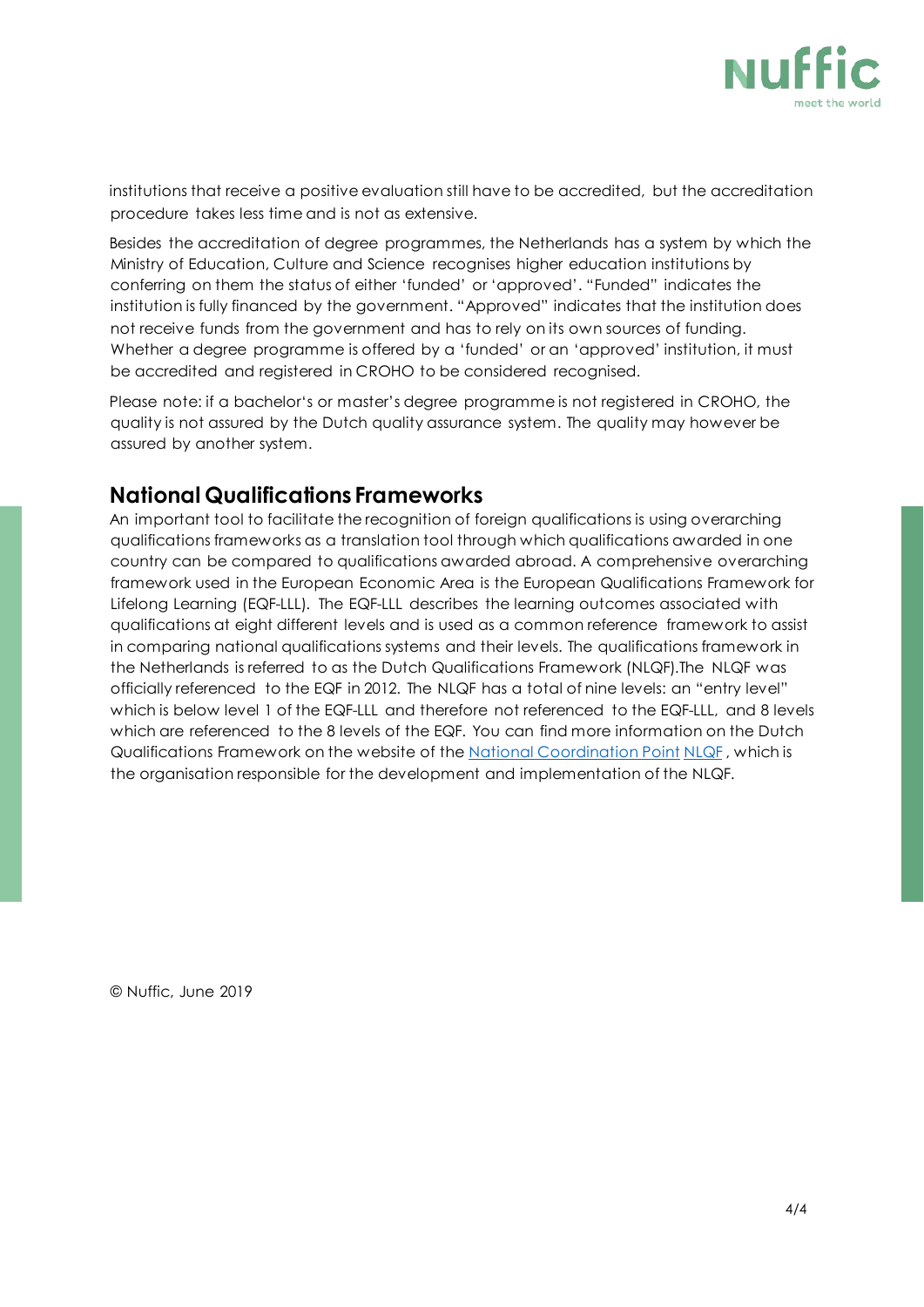institutions that receive a positive evaluation still have to be accredited, but the accreditation procedure takes less time and is not as extensive.

Besides the accreditation of degree programmes, the Netherlands has a system by which the Ministry of Education, Culture and Science recognises higher education institutions by conferring on them the status of either 'funded' or 'approved'. "Funded" indicates the institution is fully financed by the government. "Approved" indicates that the institution does not receive funds from the government and has to rely on its own sources of funding. Whether a degree programme is offered by a 'funded' or an 'approved' institution, it must be accredited and registered in CROHO to be considered recognised.

Please note: if a bachelor's or master's degree programme is not registered in CROHO, the quality is not assured by the Dutch quality assurance system. The quality may however be assured by another system.

## National Qualifications Frameworks

An important tool to facilitate the recognition of foreign qualifications is using overarching qualifications frameworks as a translation tool through which qualifications awarded in one country can be compared to qualifications awarded abroad. A comprehensive overarching framework used in the European Economic Area is the European Qualifications Framework for Lifelong Learning (EQF-LLL). The EQF-LLL describes the learning outcomes associated with qualifications at eight different levels and is used as a common reference framework to assist in comparing national qualifications systems and their levels. The qualifications framework in the Netherlands is referred to as the Dutch Qualifications Framework (NLQF).The NLQF was officially referenced to the EQF in 2012. The NLQF has a total of nine levels: an "entry level" which is below level 1 of the EQF-LLL and therefore not referenced to the EQF-LLL, and 8 levels which are referenced to the 8 levels of the EQF. You can find more information on the Dutch Qualifications Framework on the website of the [National Coordination Point NLQF](), which is the organisation responsible for the development and implementation of the NLQF.

© Nuffic, June 2019